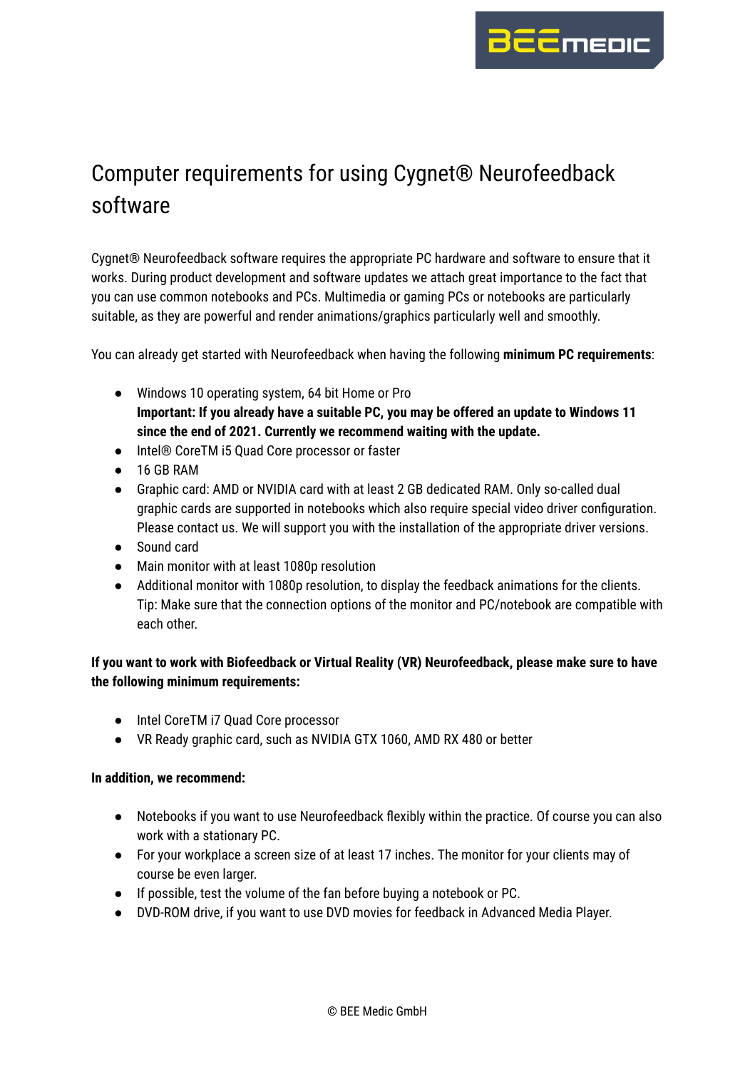# Computer requirements for using Cygnet® Neurofeedback software

Cygnet® Neurofeedback software requires the appropriate PC hardware and software to ensure that it works. During product development and software updates we attach great importance to the fact that you can use common notebooks and PCs. Multimedia or gaming PCs or notebooks are particularly suitable, as they are powerful and render animations/graphics particularly well and smoothly.

You can already get started with Neurofeedback when having the following **minimum PC requirements**:

- Windows 10 operating system, 64 bit Home or Pro
  **Important: If you already have a suitable PC, you may be offered an update to Windows 11 since the end of 2021. Currently we recommend waiting with the update.**
- Intel® CoreTM i5 Quad Core processor or faster
- 16 GB RAM
- Graphic card: AMD or NVIDIA card with at least 2 GB dedicated RAM. Only so-called dual graphic cards are supported in notebooks which also require special video driver configuration. Please contact us. We will support you with the installation of the appropriate driver versions.
- Sound card
- Main monitor with at least 1080p resolution
- Additional monitor with 1080p resolution, to display the feedback animations for the clients. Tip: Make sure that the connection options of the monitor and PC/notebook are compatible with each other.

**If you want to work with Biofeedback or Virtual Reality (VR) Neurofeedback, please make sure to have the following minimum requirements:**

- Intel CoreTM i7 Quad Core processor
- VR Ready graphic card, such as NVIDIA GTX 1060, AMD RX 480 or better

**In addition, we recommend:**

- Notebooks if you want to use Neurofeedback flexibly within the practice. Of course you can also work with a stationary PC.
- For your workplace a screen size of at least 17 inches. The monitor for your clients may of course be even larger.
- If possible, test the volume of the fan before buying a notebook or PC.
- DVD-ROM drive, if you want to use DVD movies for feedback in Advanced Media Player.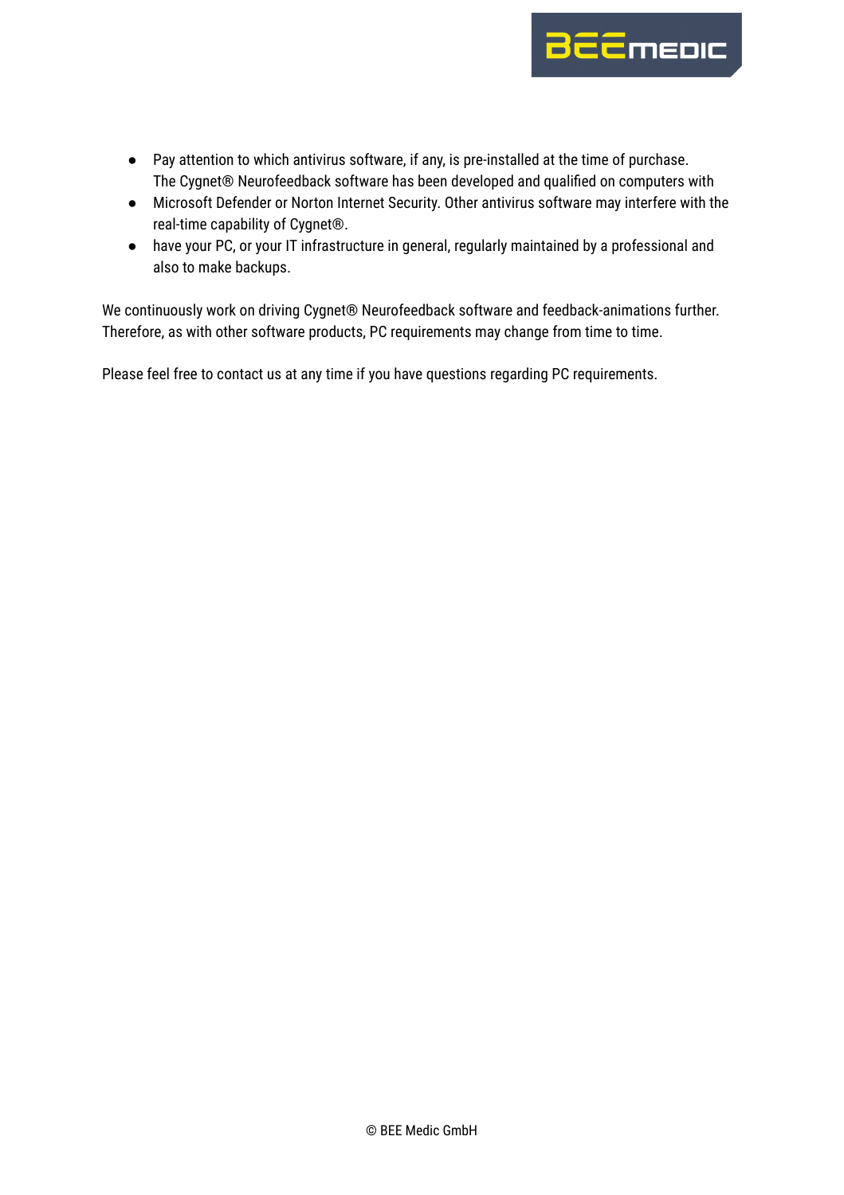- Pay attention to which antivirus software, if any, is pre-installed at the time of purchase. The Cygnet® Neurofeedback software has been developed and qualified on computers with
- Microsoft Defender or Norton Internet Security. Other antivirus software may interfere with the real-time capability of Cygnet®.
- have your PC, or your IT infrastructure in general, regularly maintained by a professional and also to make backups.

We continuously work on driving Cygnet® Neurofeedback software and feedback-animations further. Therefore, as with other software products, PC requirements may change from time to time.

Please feel free to contact us at any time if you have questions regarding PC requirements.